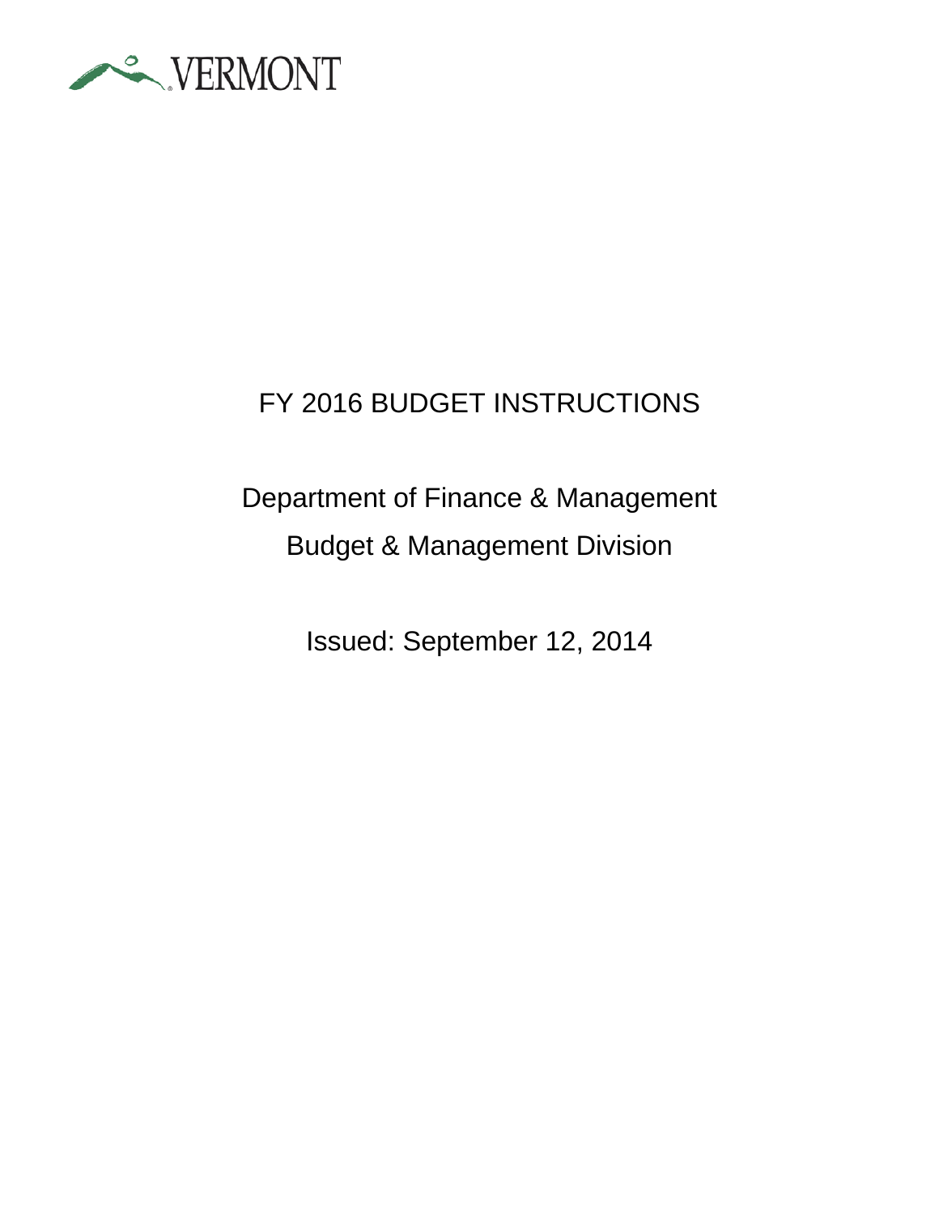VERMONT

# FY 2016 BUDGET INSTRUCTIONS

Department of Finance & Management

Budget & Management Division

Issued: September 12, 2014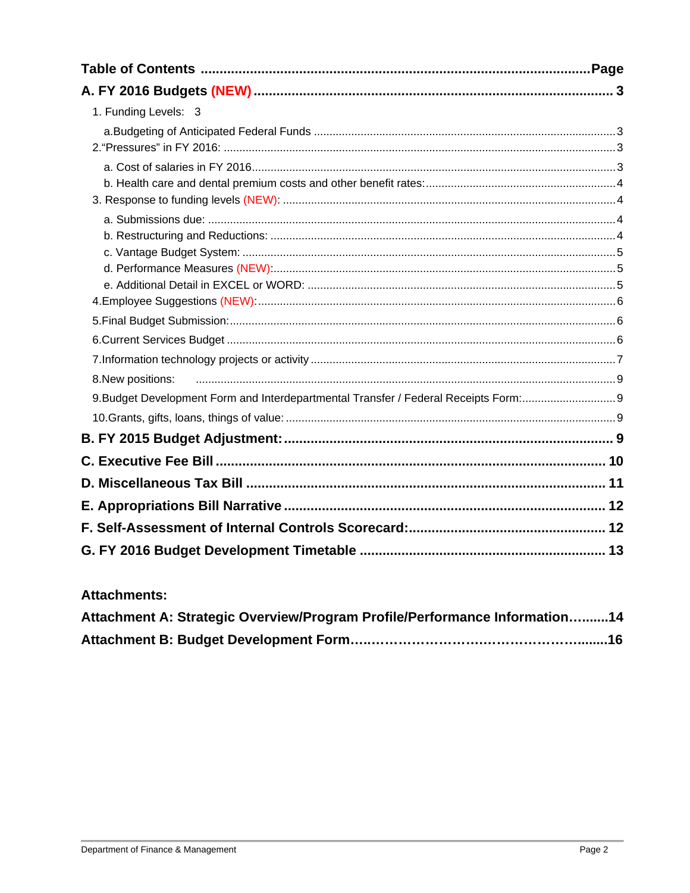**Table of Contents ......................................................................................................Page**

**A. FY 2016 Budgets (NEW) ............................................................................................ 3**

1. Funding Levels: 3
   - a.Budgeting of Anticipated Federal Funds ................................................................................................3
2. “Pressures” in FY 2016: .............................................................................................................................3
   - a. Cost of salaries in FY 2016....................................................................................................................3
   - b. Health care and dental premium costs and other benefit rates:............................................................4
3. Response to funding levels (NEW): ..........................................................................................................4
   - a. Submissions due: ..................................................................................................................................4
   - b. Restructuring and Reductions: ..............................................................................................................4
   - c. Vantage Budget System: .......................................................................................................................5
   - d. Performance Measures (NEW):.............................................................................................................5
   - e. Additional Detail in EXCEL or WORD: ..................................................................................................5
4. Employee Suggestions (NEW):..................................................................................................................6
5. Final Budget Submission:...........................................................................................................................6
6. Current Services Budget ............................................................................................................................6
7. Information technology projects or activity .................................................................................................7
8. New positions: .....................................................................................................................9
9. Budget Development Form and Interdepartmental Transfer / Federal Receipts Form:..............................9
10. Grants, gifts, loans, things of value: .........................................................................................................9

**B. FY 2015 Budget Adjustment:....................................................................................... 9**

**C. Executive Fee Bill ..................................................................................................... 10**

**D. Miscellaneous Tax Bill .............................................................................................. 11**

**E. Appropriations Bill Narrative .................................................................................... 12**

**F. Self-Assessment of Internal Controls Scorecard:................................................... 12**

**G. FY 2016 Budget Development Timetable ................................................................ 13**

**Attachments:**

**Attachment A: Strategic Overview/Program Profile/Performance Information….......14**

**Attachment B: Budget Development Form……………………………………………........16**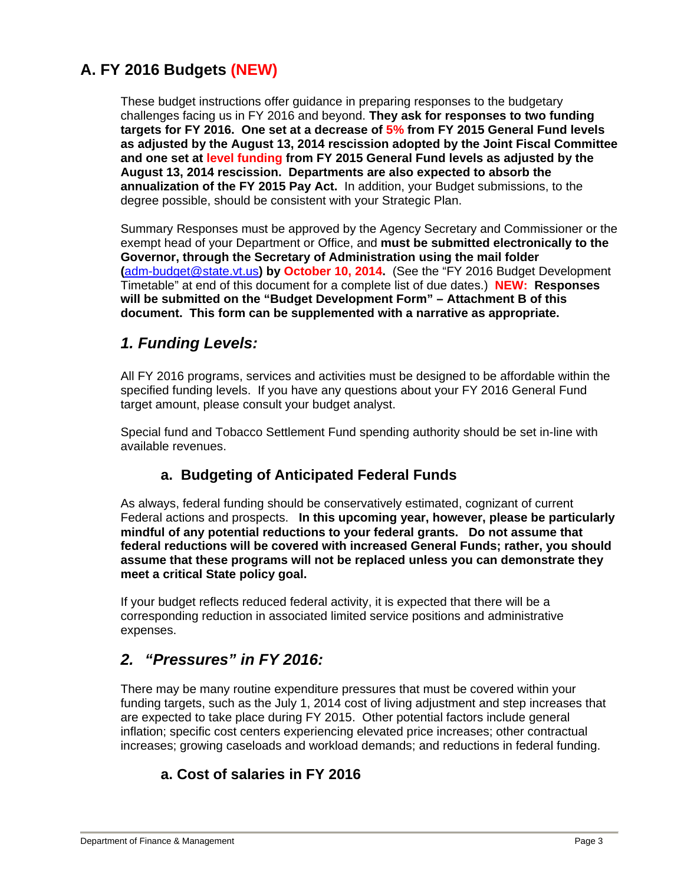## A. FY 2016 Budgets (NEW)

These budget instructions offer guidance in preparing responses to the budgetary challenges facing us in FY 2016 and beyond. **They ask for responses to two funding targets for FY 2016. One set at a decrease of 5% from FY 2015 General Fund levels as adjusted by the August 13, 2014 rescission adopted by the Joint Fiscal Committee and one set at level funding from FY 2015 General Fund levels as adjusted by the August 13, 2014 rescission. Departments are also expected to absorb the annualization of the FY 2015 Pay Act.** In addition, your Budget submissions, to the degree possible, should be consistent with your Strategic Plan.

Summary Responses must be approved by the Agency Secretary and Commissioner or the exempt head of your Department or Office, and **must be submitted electronically to the Governor, through the Secretary of Administration using the mail folder (adm-budget@state.vt.us) by October 10, 2014.** (See the "FY 2016 Budget Development Timetable" at end of this document for a complete list of due dates.) **NEW: Responses will be submitted on the "Budget Development Form" – Attachment B of this document. This form can be supplemented with a narrative as appropriate.**

### *1. Funding Levels:*

All FY 2016 programs, services and activities must be designed to be affordable within the specified funding levels. If you have any questions about your FY 2016 General Fund target amount, please consult your budget analyst.

Special fund and Tobacco Settlement Fund spending authority should be set in-line with available revenues.

#### a. Budgeting of Anticipated Federal Funds

As always, federal funding should be conservatively estimated, cognizant of current Federal actions and prospects. **In this upcoming year, however, please be particularly mindful of any potential reductions to your federal grants. Do not assume that federal reductions will be covered with increased General Funds; rather, you should assume that these programs will not be replaced unless you can demonstrate they meet a critical State policy goal.**

If your budget reflects reduced federal activity, it is expected that there will be a corresponding reduction in associated limited service positions and administrative expenses.

### *2. "Pressures" in FY 2016:*

There may be many routine expenditure pressures that must be covered within your funding targets, such as the July 1, 2014 cost of living adjustment and step increases that are expected to take place during FY 2015. Other potential factors include general inflation; specific cost centers experiencing elevated price increases; other contractual increases; growing caseloads and workload demands; and reductions in federal funding.

#### a. Cost of salaries in FY 2016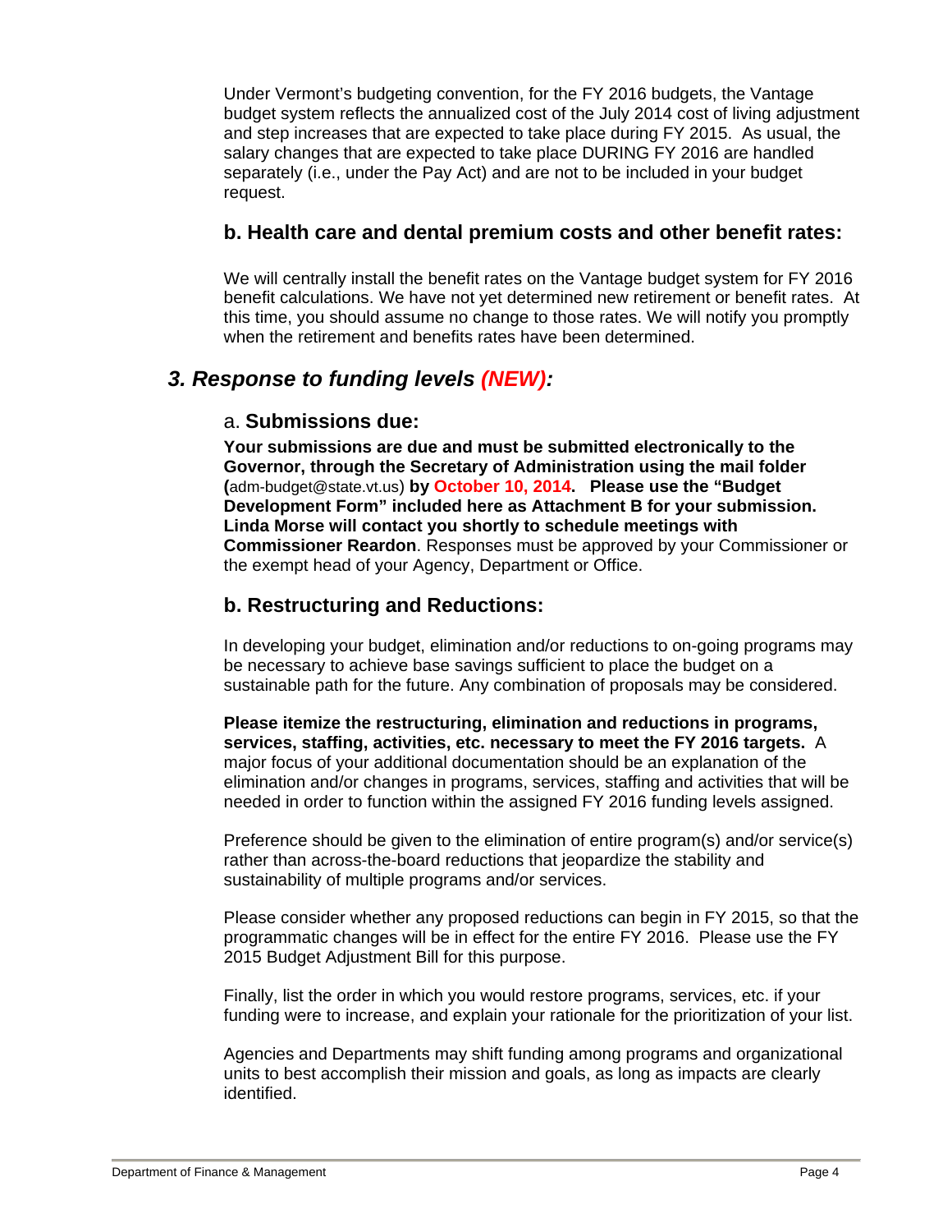Under Vermont's budgeting convention, for the FY 2016 budgets, the Vantage budget system reflects the annualized cost of the July 2014 cost of living adjustment and step increases that are expected to take place during FY 2015. As usual, the salary changes that are expected to take place DURING FY 2016 are handled separately (i.e., under the Pay Act) and are not to be included in your budget request.

### b. Health care and dental premium costs and other benefit rates:

We will centrally install the benefit rates on the Vantage budget system for FY 2016 benefit calculations. We have not yet determined new retirement or benefit rates. At this time, you should assume no change to those rates. We will notify you promptly when the retirement and benefits rates have been determined.

## *3. Response to funding levels (NEW):*

### a. **Submissions due:**

**Your submissions are due and must be submitted electronically to the Governor, through the Secretary of Administration using the mail folder (**adm-budget@state.vt.us**) by October 10, 2014. Please use the "Budget Development Form" included here as Attachment B for your submission. Linda Morse will contact you shortly to schedule meetings with Commissioner Reardon**. Responses must be approved by your Commissioner or the exempt head of your Agency, Department or Office.

### b. Restructuring and Reductions:

In developing your budget, elimination and/or reductions to on-going programs may be necessary to achieve base savings sufficient to place the budget on a sustainable path for the future. Any combination of proposals may be considered.

**Please itemize the restructuring, elimination and reductions in programs, services, staffing, activities, etc. necessary to meet the FY 2016 targets.** A major focus of your additional documentation should be an explanation of the elimination and/or changes in programs, services, staffing and activities that will be needed in order to function within the assigned FY 2016 funding levels assigned.

Preference should be given to the elimination of entire program(s) and/or service(s) rather than across-the-board reductions that jeopardize the stability and sustainability of multiple programs and/or services.

Please consider whether any proposed reductions can begin in FY 2015, so that the programmatic changes will be in effect for the entire FY 2016. Please use the FY 2015 Budget Adjustment Bill for this purpose.

Finally, list the order in which you would restore programs, services, etc. if your funding were to increase, and explain your rationale for the prioritization of your list.

Agencies and Departments may shift funding among programs and organizational units to best accomplish their mission and goals, as long as impacts are clearly identified.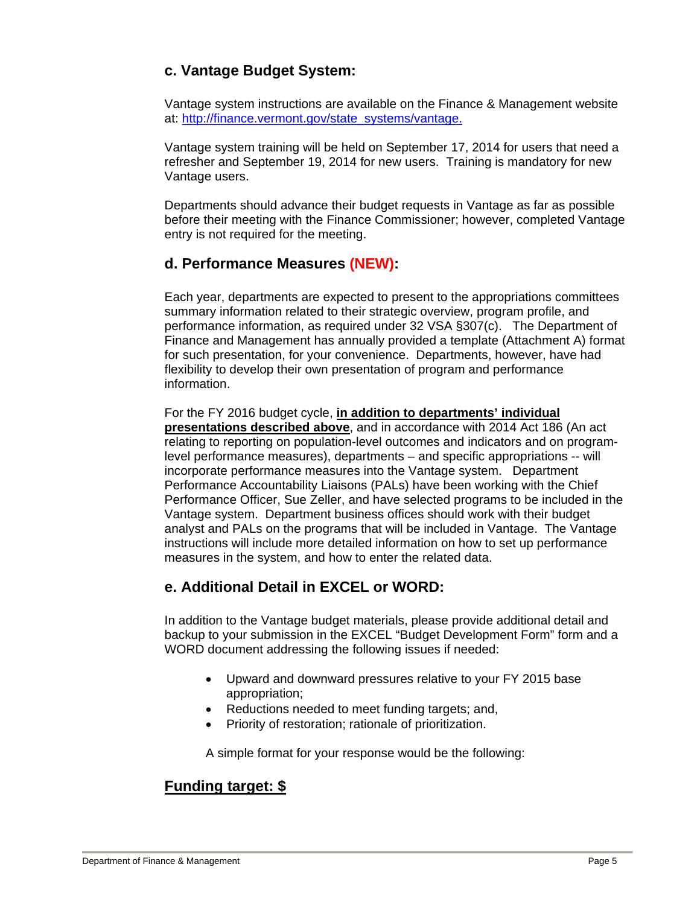### c. Vantage Budget System:

Vantage system instructions are available on the Finance & Management website at: [http://finance.vermont.gov/state_systems/vantage.](http://finance.vermont.gov/state_systems/vantage)

Vantage system training will be held on September 17, 2014 for users that need a refresher and September 19, 2014 for new users. Training is mandatory for new Vantage users.

Departments should advance their budget requests in Vantage as far as possible before their meeting with the Finance Commissioner; however, completed Vantage entry is not required for the meeting.

### d. Performance Measures (NEW):

Each year, departments are expected to present to the appropriations committees summary information related to their strategic overview, program profile, and performance information, as required under 32 VSA §307(c). The Department of Finance and Management has annually provided a template (Attachment A) format for such presentation, for your convenience. Departments, however, have had flexibility to develop their own presentation of program and performance information.

For the FY 2016 budget cycle, **in addition to departments' individual presentations described above**, and in accordance with 2014 Act 186 (An act relating to reporting on population-level outcomes and indicators and on program-level performance measures), departments – and specific appropriations -- will incorporate performance measures into the Vantage system. Department Performance Accountability Liaisons (PALs) have been working with the Chief Performance Officer, Sue Zeller, and have selected programs to be included in the Vantage system. Department business offices should work with their budget analyst and PALs on the programs that will be included in Vantage. The Vantage instructions will include more detailed information on how to set up performance measures in the system, and how to enter the related data.

### e. Additional Detail in EXCEL or WORD:

In addition to the Vantage budget materials, please provide additional detail and backup to your submission in the EXCEL "Budget Development Form" form and a WORD document addressing the following issues if needed:

- Upward and downward pressures relative to your FY 2015 base appropriation;
- Reductions needed to meet funding targets; and,
- Priority of restoration; rationale of prioritization.

A simple format for your response would be the following:

### **Funding target: $**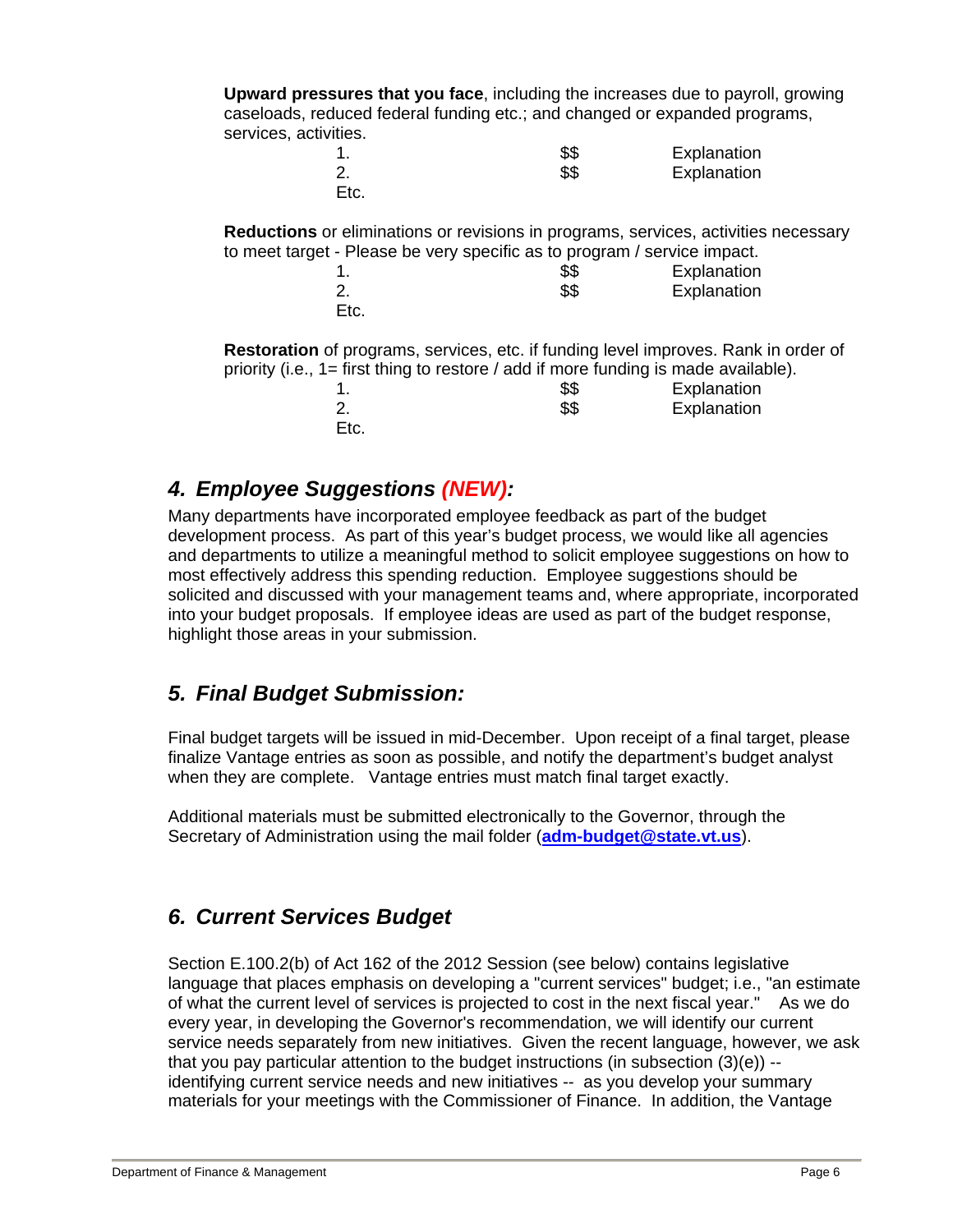**Upward pressures that you face**, including the increases due to payroll, growing caseloads, reduced federal funding etc.; and changed or expanded programs, services, activities.

| | | |
|---|---|---|
| 1. | $$ | Explanation |
| 2. | $$ | Explanation |
| Etc. | | |

**Reductions** or eliminations or revisions in programs, services, activities necessary to meet target - Please be very specific as to program / service impact.

| | | |
|---|---|---|
| 1. | $$ | Explanation |
| 2. | $$ | Explanation |
| Etc. | | |

**Restoration** of programs, services, etc. if funding level improves. Rank in order of priority (i.e., 1= first thing to restore / add if more funding is made available).

| | | |
|---|---|---|
| 1. | $$ | Explanation |
| 2. | $$ | Explanation |
| Etc. | | |

## *4. Employee Suggestions (NEW):*

Many departments have incorporated employee feedback as part of the budget development process. As part of this year's budget process, we would like all agencies and departments to utilize a meaningful method to solicit employee suggestions on how to most effectively address this spending reduction. Employee suggestions should be solicited and discussed with your management teams and, where appropriate, incorporated into your budget proposals. If employee ideas are used as part of the budget response, highlight those areas in your submission.

## *5. Final Budget Submission:*

Final budget targets will be issued in mid-December. Upon receipt of a final target, please finalize Vantage entries as soon as possible, and notify the department's budget analyst when they are complete. Vantage entries must match final target exactly.

Additional materials must be submitted electronically to the Governor, through the Secretary of Administration using the mail folder (**adm-budget@state.vt.us**).

## *6. Current Services Budget*

Section E.100.2(b) of Act 162 of the 2012 Session (see below) contains legislative language that places emphasis on developing a "current services" budget; i.e., "an estimate of what the current level of services is projected to cost in the next fiscal year." As we do every year, in developing the Governor's recommendation, we will identify our current service needs separately from new initiatives. Given the recent language, however, we ask that you pay particular attention to the budget instructions (in subsection (3)(e)) -- identifying current service needs and new initiatives -- as you develop your summary materials for your meetings with the Commissioner of Finance. In addition, the Vantage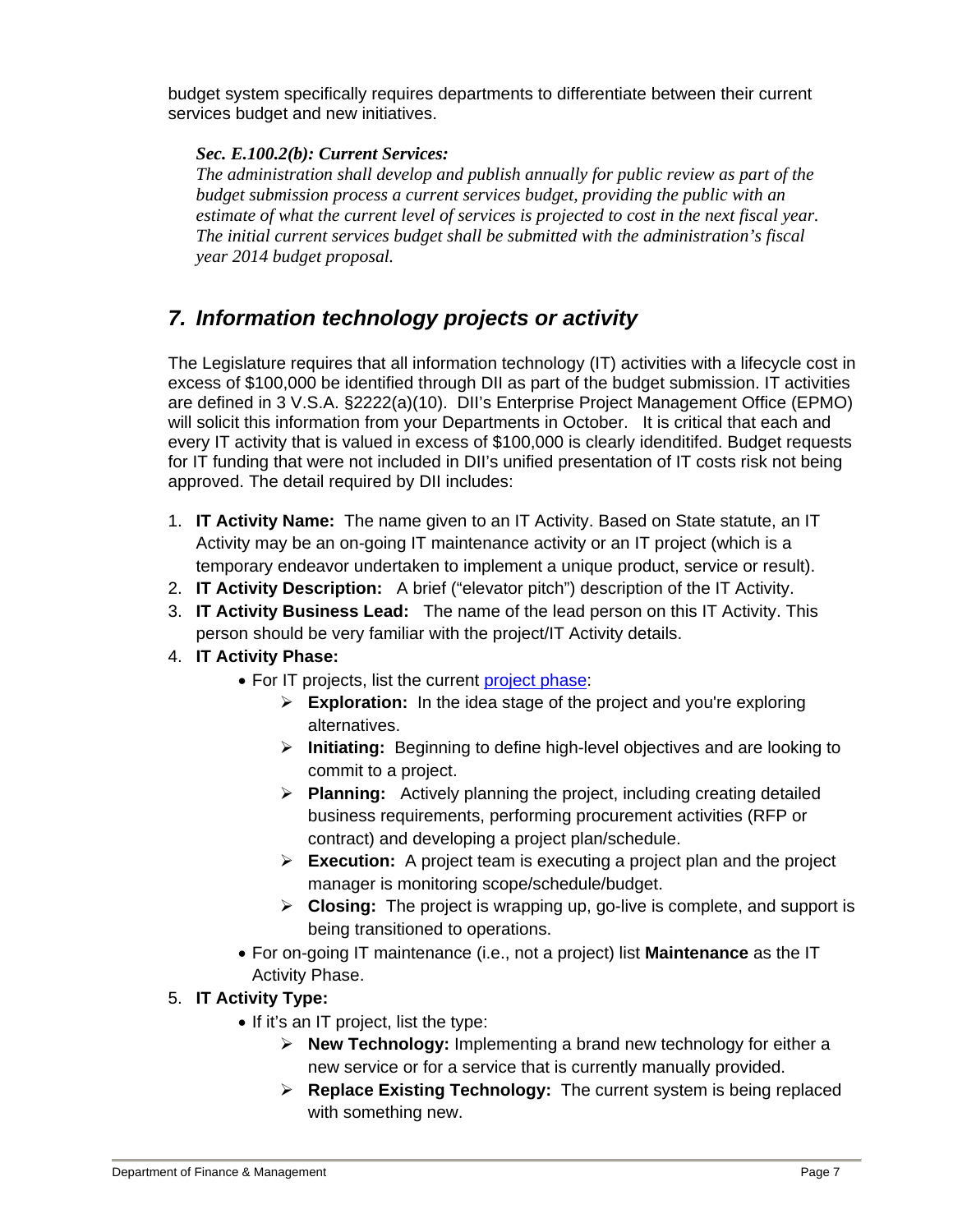budget system specifically requires departments to differentiate between their current services budget and new initiatives.

> ***Sec. E.100.2(b): Current Services:***
> *The administration shall develop and publish annually for public review as part of the budget submission process a current services budget, providing the public with an estimate of what the current level of services is projected to cost in the next fiscal year. The initial current services budget shall be submitted with the administration's fiscal year 2014 budget proposal.*

## *7. Information technology projects or activity*

The Legislature requires that all information technology (IT) activities with a lifecycle cost in excess of $100,000 be identified through DII as part of the budget submission. IT activities are defined in 3 V.S.A. §2222(a)(10). DII's Enterprise Project Management Office (EPMO) will solicit this information from your Departments in October. It is critical that each and every IT activity that is valued in excess of $100,000 is clearly idenditifed. Budget requests for IT funding that were not included in DII's unified presentation of IT costs risk not being approved. The detail required by DII includes:

1. **IT Activity Name:** The name given to an IT Activity. Based on State statute, an IT Activity may be an on-going IT maintenance activity or an IT project (which is a temporary endeavor undertaken to implement a unique product, service or result).
2. **IT Activity Description:** A brief ("elevator pitch") description of the IT Activity.
3. **IT Activity Business Lead:** The name of the lead person on this IT Activity. This person should be very familiar with the project/IT Activity details.
4. **IT Activity Phase:**
   - For IT projects, list the current project phase:
     - **Exploration:** In the idea stage of the project and you're exploring alternatives.
     - **Initiating:** Beginning to define high-level objectives and are looking to commit to a project.
     - **Planning:** Actively planning the project, including creating detailed business requirements, performing procurement activities (RFP or contract) and developing a project plan/schedule.
     - **Execution:** A project team is executing a project plan and the project manager is monitoring scope/schedule/budget.
     - **Closing:** The project is wrapping up, go-live is complete, and support is being transitioned to operations.
   - For on-going IT maintenance (i.e., not a project) list **Maintenance** as the IT Activity Phase.
5. **IT Activity Type:**
   - If it's an IT project, list the type:
     - **New Technology:** Implementing a brand new technology for either a new service or for a service that is currently manually provided.
     - **Replace Existing Technology:** The current system is being replaced with something new.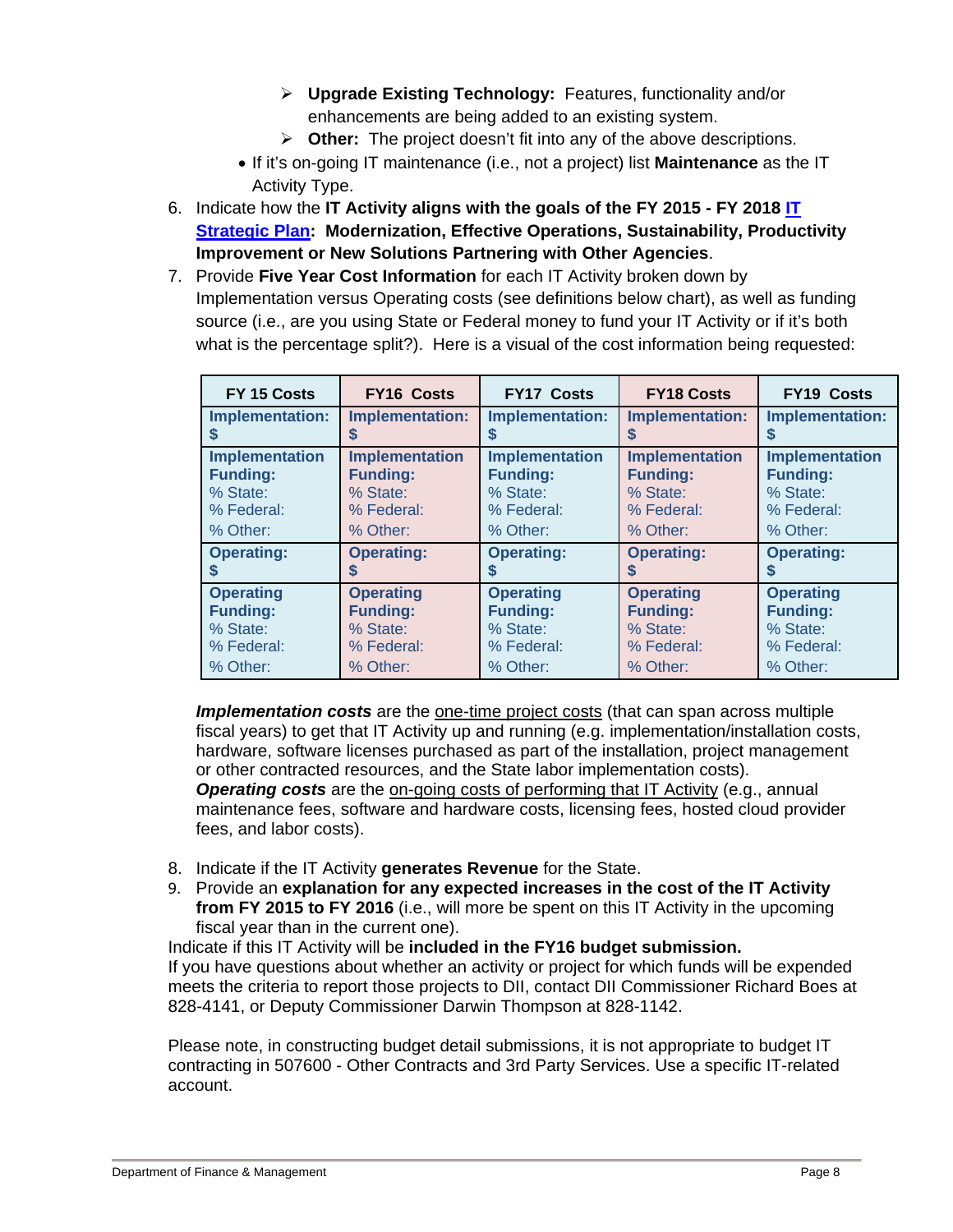- ➢ **Upgrade Existing Technology:** Features, functionality and/or enhancements are being added to an existing system.
  - ➢ **Other:** The project doesn't fit into any of the above descriptions.
- If it's on-going IT maintenance (i.e., not a project) list **Maintenance** as the IT Activity Type.

6. Indicate how the **IT Activity aligns with the goals of the FY 2015 - FY 2018 [IT Strategic Plan](): Modernization, Effective Operations, Sustainability, Productivity Improvement or New Solutions Partnering with Other Agencies**.
7. Provide **Five Year Cost Information** for each IT Activity broken down by Implementation versus Operating costs (see definitions below chart), as well as funding source (i.e., are you using State or Federal money to fund your IT Activity or if it's both what is the percentage split?). Here is a visual of the cost information being requested:

| FY 15 Costs | FY16 Costs | FY17 Costs | FY18 Costs | FY19 Costs |
|---|---|---|---|---|
| **Implementation: $** | **Implementation: $** | **Implementation: $** | **Implementation: $** | **Implementation: $** |
| **Implementation Funding:** % State: % Federal: % Other: | **Implementation Funding:** % State: % Federal: % Other: | **Implementation Funding:** % State: % Federal: % Other: | **Implementation Funding:** % State: % Federal: % Other: | **Implementation Funding:** % State: % Federal: % Other: |
| **Operating: $** | **Operating: $** | **Operating: $** | **Operating: $** | **Operating: $** |
| **Operating Funding:** % State: % Federal: % Other: | **Operating Funding:** % State: % Federal: % Other: | **Operating Funding:** % State: % Federal: % Other: | **Operating Funding:** % State: % Federal: % Other: | **Operating Funding:** % State: % Federal: % Other: |

***Implementation costs*** are the one-time project costs (that can span across multiple fiscal years) to get that IT Activity up and running (e.g. implementation/installation costs, hardware, software licenses purchased as part of the installation, project management or other contracted resources, and the State labor implementation costs).
***Operating costs*** are the on-going costs of performing that IT Activity (e.g., annual maintenance fees, software and hardware costs, licensing fees, hosted cloud provider fees, and labor costs).

8. Indicate if the IT Activity **generates Revenue** for the State.
9. Provide an **explanation for any expected increases in the cost of the IT Activity from FY 2015 to FY 2016** (i.e., will more be spent on this IT Activity in the upcoming fiscal year than in the current one).

Indicate if this IT Activity will be **included in the FY16 budget submission.**
If you have questions about whether an activity or project for which funds will be expended meets the criteria to report those projects to DII, contact DII Commissioner Richard Boes at 828-4141, or Deputy Commissioner Darwin Thompson at 828-1142.

Please note, in constructing budget detail submissions, it is not appropriate to budget IT contracting in 507600 - Other Contracts and 3rd Party Services. Use a specific IT-related account.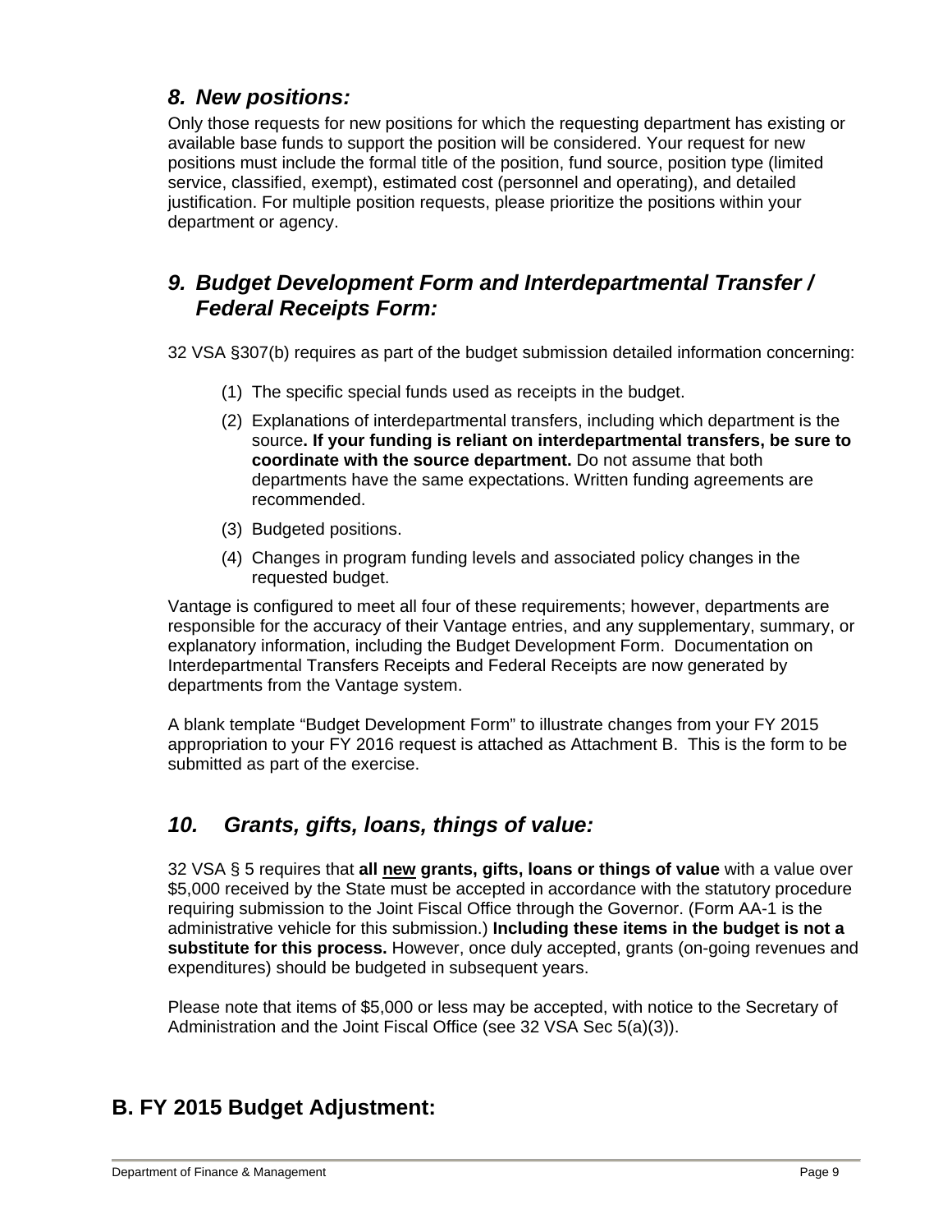### *8. New positions:*

Only those requests for new positions for which the requesting department has existing or available base funds to support the position will be considered. Your request for new positions must include the formal title of the position, fund source, position type (limited service, classified, exempt), estimated cost (personnel and operating), and detailed justification. For multiple position requests, please prioritize the positions within your department or agency.

### *9. Budget Development Form and Interdepartmental Transfer / Federal Receipts Form:*

32 VSA §307(b) requires as part of the budget submission detailed information concerning:

(1) The specific special funds used as receipts in the budget.

(2) Explanations of interdepartmental transfers, including which department is the source**. If your funding is reliant on interdepartmental transfers, be sure to coordinate with the source department.** Do not assume that both departments have the same expectations. Written funding agreements are recommended.

(3) Budgeted positions.

(4) Changes in program funding levels and associated policy changes in the requested budget.

Vantage is configured to meet all four of these requirements; however, departments are responsible for the accuracy of their Vantage entries, and any supplementary, summary, or explanatory information, including the Budget Development Form. Documentation on Interdepartmental Transfers Receipts and Federal Receipts are now generated by departments from the Vantage system.

A blank template "Budget Development Form" to illustrate changes from your FY 2015 appropriation to your FY 2016 request is attached as Attachment B. This is the form to be submitted as part of the exercise.

### *10. Grants, gifts, loans, things of value:*

32 VSA § 5 requires that **all <u>new</u> grants, gifts, loans or things of value** with a value over $5,000 received by the State must be accepted in accordance with the statutory procedure requiring submission to the Joint Fiscal Office through the Governor. (Form AA-1 is the administrative vehicle for this submission.) **Including these items in the budget is not a substitute for this process.** However, once duly accepted, grants (on-going revenues and expenditures) should be budgeted in subsequent years.

Please note that items of $5,000 or less may be accepted, with notice to the Secretary of Administration and the Joint Fiscal Office (see 32 VSA Sec 5(a)(3)).

## B. FY 2015 Budget Adjustment: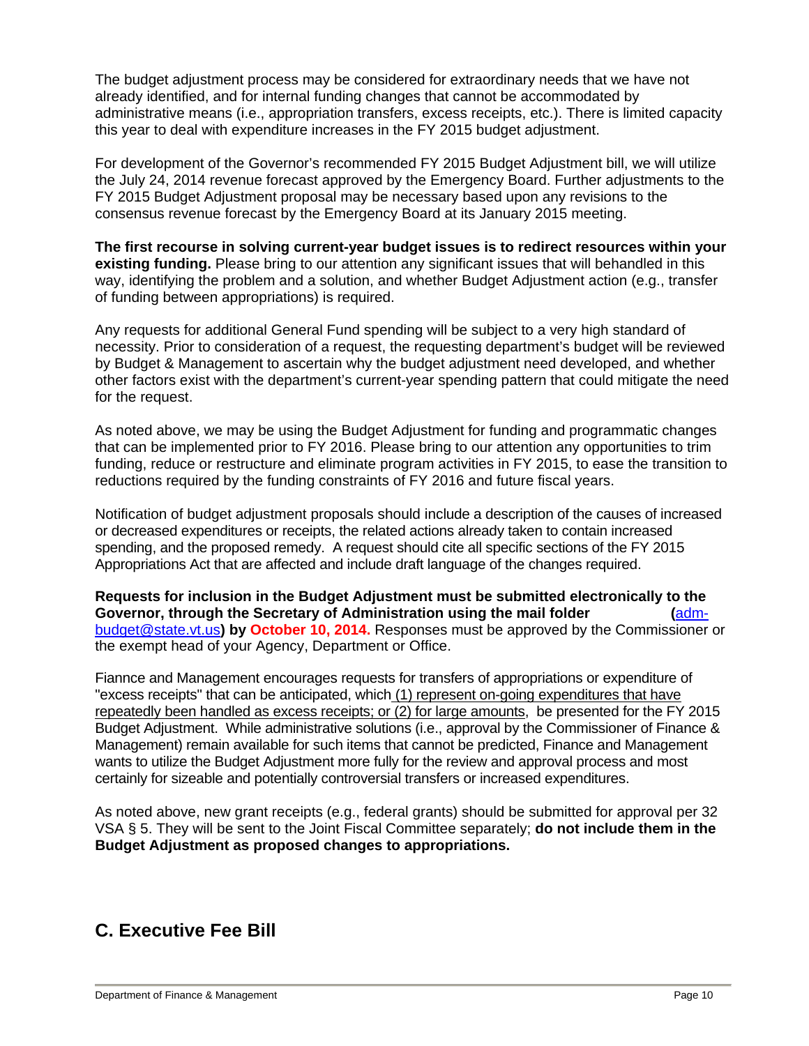The budget adjustment process may be considered for extraordinary needs that we have not already identified, and for internal funding changes that cannot be accommodated by administrative means (i.e., appropriation transfers, excess receipts, etc.). There is limited capacity this year to deal with expenditure increases in the FY 2015 budget adjustment.

For development of the Governor's recommended FY 2015 Budget Adjustment bill, we will utilize the July 24, 2014 revenue forecast approved by the Emergency Board. Further adjustments to the FY 2015 Budget Adjustment proposal may be necessary based upon any revisions to the consensus revenue forecast by the Emergency Board at its January 2015 meeting.

**The first recourse in solving current-year budget issues is to redirect resources within your existing funding.** Please bring to our attention any significant issues that will behandled in this way, identifying the problem and a solution, and whether Budget Adjustment action (e.g., transfer of funding between appropriations) is required.

Any requests for additional General Fund spending will be subject to a very high standard of necessity. Prior to consideration of a request, the requesting department's budget will be reviewed by Budget & Management to ascertain why the budget adjustment need developed, and whether other factors exist with the department's current-year spending pattern that could mitigate the need for the request.

As noted above, we may be using the Budget Adjustment for funding and programmatic changes that can be implemented prior to FY 2016. Please bring to our attention any opportunities to trim funding, reduce or restructure and eliminate program activities in FY 2015, to ease the transition to reductions required by the funding constraints of FY 2016 and future fiscal years.

Notification of budget adjustment proposals should include a description of the causes of increased or decreased expenditures or receipts, the related actions already taken to contain increased spending, and the proposed remedy. A request should cite all specific sections of the FY 2015 Appropriations Act that are affected and include draft language of the changes required.

**Requests for inclusion in the Budget Adjustment must be submitted electronically to the Governor, through the Secretary of Administration using the mail folder (**adm-budget@state.vt.us**) by October 10, 2014.** Responses must be approved by the Commissioner or the exempt head of your Agency, Department or Office.

Fiannce and Management encourages requests for transfers of appropriations or expenditure of "excess receipts" that can be anticipated, which (1) represent on-going expenditures that have repeatedly been handled as excess receipts; or (2) for large amounts, be presented for the FY 2015 Budget Adjustment. While administrative solutions (i.e., approval by the Commissioner of Finance & Management) remain available for such items that cannot be predicted, Finance and Management wants to utilize the Budget Adjustment more fully for the review and approval process and most certainly for sizeable and potentially controversial transfers or increased expenditures.

As noted above, new grant receipts (e.g., federal grants) should be submitted for approval per 32 VSA § 5. They will be sent to the Joint Fiscal Committee separately; **do not include them in the Budget Adjustment as proposed changes to appropriations.**

## C. Executive Fee Bill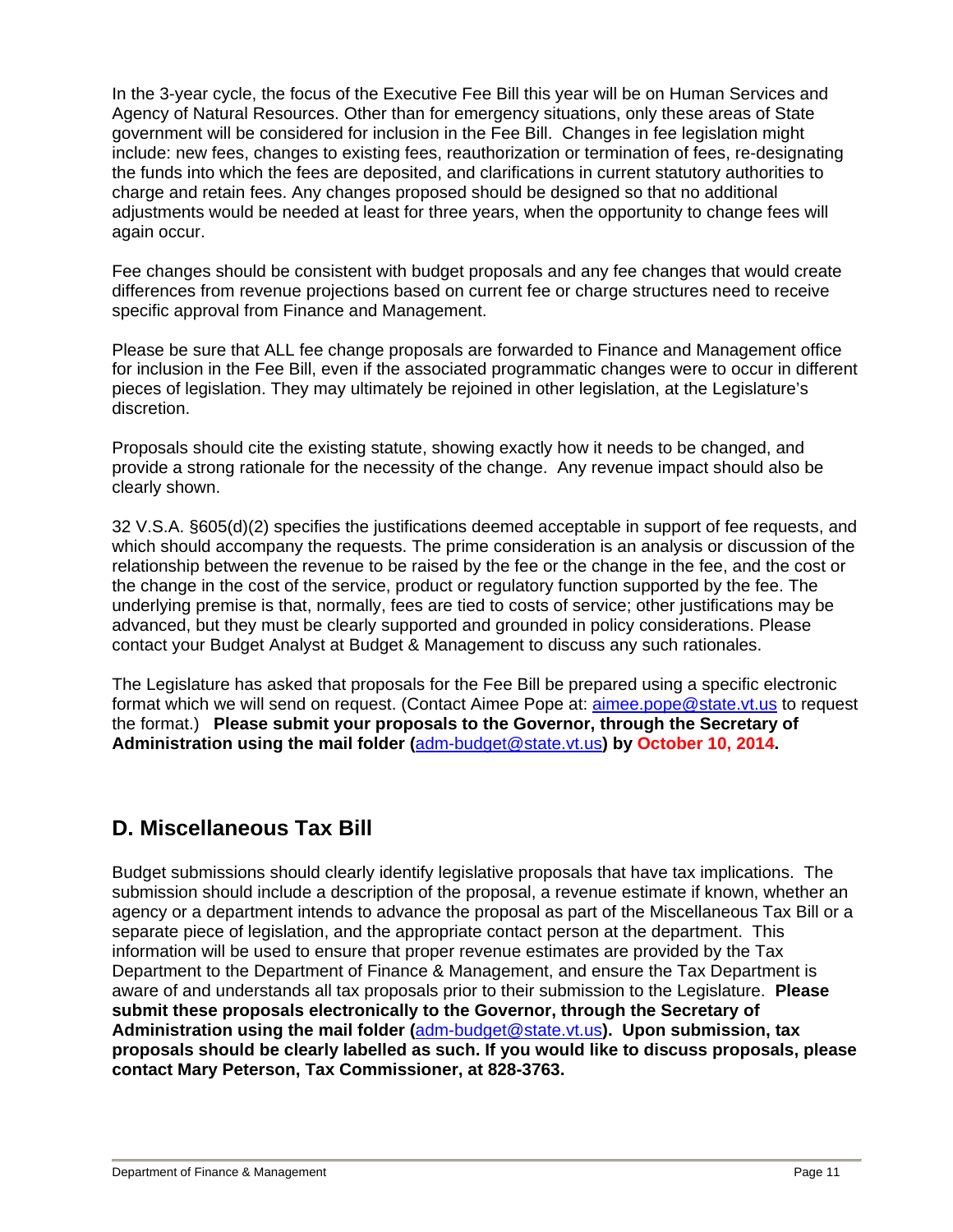In the 3-year cycle, the focus of the Executive Fee Bill this year will be on Human Services and Agency of Natural Resources. Other than for emergency situations, only these areas of State government will be considered for inclusion in the Fee Bill. Changes in fee legislation might include: new fees, changes to existing fees, reauthorization or termination of fees, re-designating the funds into which the fees are deposited, and clarifications in current statutory authorities to charge and retain fees. Any changes proposed should be designed so that no additional adjustments would be needed at least for three years, when the opportunity to change fees will again occur.

Fee changes should be consistent with budget proposals and any fee changes that would create differences from revenue projections based on current fee or charge structures need to receive specific approval from Finance and Management.

Please be sure that ALL fee change proposals are forwarded to Finance and Management office for inclusion in the Fee Bill, even if the associated programmatic changes were to occur in different pieces of legislation. They may ultimately be rejoined in other legislation, at the Legislature's discretion.

Proposals should cite the existing statute, showing exactly how it needs to be changed, and provide a strong rationale for the necessity of the change. Any revenue impact should also be clearly shown.

32 V.S.A. §605(d)(2) specifies the justifications deemed acceptable in support of fee requests, and which should accompany the requests. The prime consideration is an analysis or discussion of the relationship between the revenue to be raised by the fee or the change in the fee, and the cost or the change in the cost of the service, product or regulatory function supported by the fee. The underlying premise is that, normally, fees are tied to costs of service; other justifications may be advanced, but they must be clearly supported and grounded in policy considerations. Please contact your Budget Analyst at Budget & Management to discuss any such rationales.

The Legislature has asked that proposals for the Fee Bill be prepared using a specific electronic format which we will send on request. (Contact Aimee Pope at: aimee.pope@state.vt.us to request the format.) **Please submit your proposals to the Governor, through the Secretary of Administration using the mail folder (adm-budget@state.vt.us) by October 10, 2014.**

## D. Miscellaneous Tax Bill

Budget submissions should clearly identify legislative proposals that have tax implications. The submission should include a description of the proposal, a revenue estimate if known, whether an agency or a department intends to advance the proposal as part of the Miscellaneous Tax Bill or a separate piece of legislation, and the appropriate contact person at the department. This information will be used to ensure that proper revenue estimates are provided by the Tax Department to the Department of Finance & Management, and ensure the Tax Department is aware of and understands all tax proposals prior to their submission to the Legislature. **Please submit these proposals electronically to the Governor, through the Secretary of Administration using the mail folder (adm-budget@state.vt.us). Upon submission, tax proposals should be clearly labelled as such. If you would like to discuss proposals, please contact Mary Peterson, Tax Commissioner, at 828-3763.**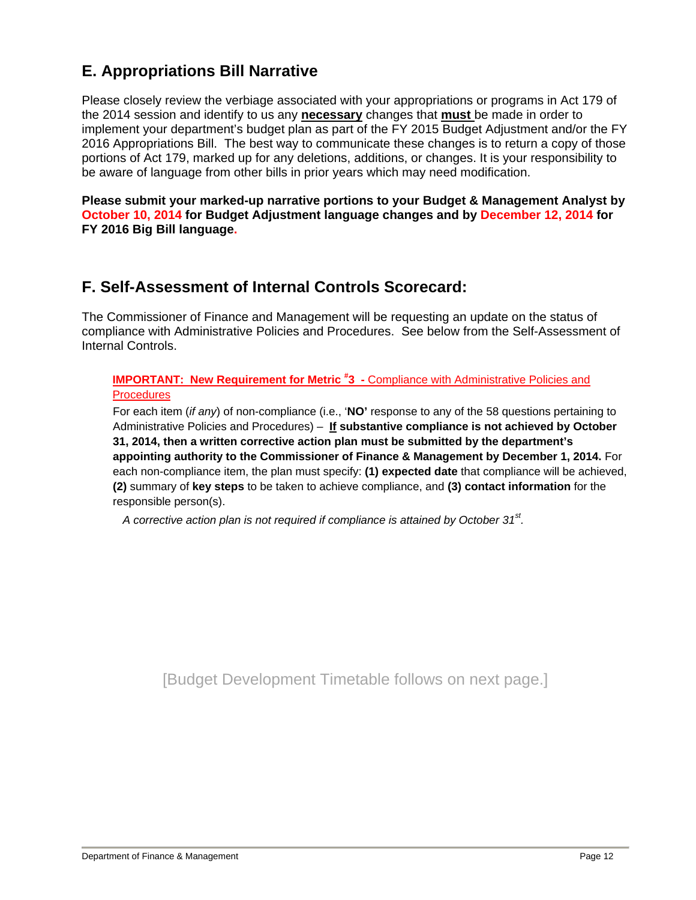## E. Appropriations Bill Narrative

Please closely review the verbiage associated with your appropriations or programs in Act 179 of the 2014 session and identify to us any **necessary** changes that **must** be made in order to implement your department's budget plan as part of the FY 2015 Budget Adjustment and/or the FY 2016 Appropriations Bill. The best way to communicate these changes is to return a copy of those portions of Act 179, marked up for any deletions, additions, or changes. It is your responsibility to be aware of language from other bills in prior years which may need modification.

**Please submit your marked-up narrative portions to your Budget & Management Analyst by October 10, 2014 for Budget Adjustment language changes and by December 12, 2014 for FY 2016 Big Bill language.**

## F. Self-Assessment of Internal Controls Scorecard:

The Commissioner of Finance and Management will be requesting an update on the status of compliance with Administrative Policies and Procedures. See below from the Self-Assessment of Internal Controls.

> **IMPORTANT: New Requirement for Metric #3 -** Compliance with Administrative Policies and Procedures
>
> For each item (*if any*) of non-compliance (i.e., '**NO'** response to any of the 58 questions pertaining to Administrative Policies and Procedures) – **If substantive compliance is not achieved by October 31, 2014, then a written corrective action plan must be submitted by the department's appointing authority to the Commissioner of Finance & Management by December 1, 2014.** For each non-compliance item, the plan must specify: **(1) expected date** that compliance will be achieved, **(2)** summary of **key steps** to be taken to achieve compliance, and **(3) contact information** for the responsible person(s).
>
> *A corrective action plan is not required if compliance is attained by October 31st.*

[Budget Development Timetable follows on next page.]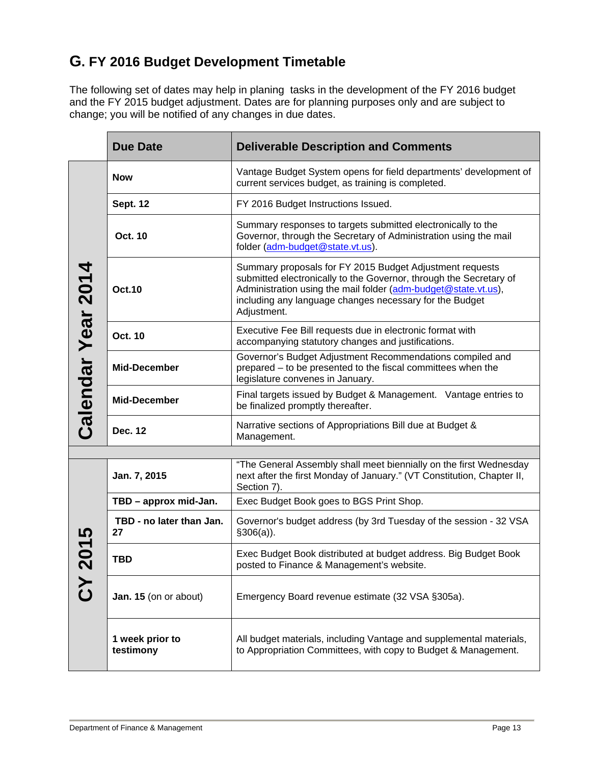## G. FY 2016 Budget Development Timetable

The following set of dates may help in planing  tasks in the development of the FY 2016 budget and the FY 2015 budget adjustment. Dates are for planning purposes only and are subject to change; you will be notified of any changes in due dates.

| | Due Date | Deliverable Description and Comments |
|---|---|---|
| Calendar Year 2014 | **Now** | Vantage Budget System opens for field departments' development of current services budget, as training is completed. |
| | **Sept. 12** | FY 2016 Budget Instructions Issued. |
| | **Oct. 10** | Summary responses to targets submitted electronically to the Governor, through the Secretary of Administration using the mail folder (adm-budget@state.vt.us). |
| | **Oct.10** | Summary proposals for FY 2015 Budget Adjustment requests submitted electronically to the Governor, through the Secretary of Administration using the mail folder (adm-budget@state.vt.us), including any language changes necessary for the Budget Adjustment. |
| | **Oct. 10** | Executive Fee Bill requests due in electronic format with accompanying statutory changes and justifications. |
| | **Mid-December** | Governor's Budget Adjustment Recommendations compiled and prepared – to be presented to the fiscal committees when the legislature convenes in January. |
| | **Mid-December** | Final targets issued by Budget & Management.   Vantage entries to be finalized promptly thereafter. |
| | **Dec. 12** | Narrative sections of Appropriations Bill due at Budget & Management. |
| | | |
| CY 2015 | **Jan. 7, 2015** | "The General Assembly shall meet biennially on the first Wednesday next after the first Monday of January." (VT Constitution, Chapter II, Section 7). |
| | **TBD – approx mid-Jan.** | Exec Budget Book goes to BGS Print Shop. |
| | **TBD - no later than Jan. 27** | Governor's budget address (by 3rd Tuesday of the session - 32 VSA §306(a)). |
| | **TBD** | Exec Budget Book distributed at budget address. Big Budget Book posted to Finance & Management's website. |
| | **Jan. 15** (on or about) | Emergency Board revenue estimate (32 VSA §305a). |
| | **1 week prior to testimony** | All budget materials, including Vantage and supplemental materials, to Appropriation Committees, with copy to Budget & Management. |